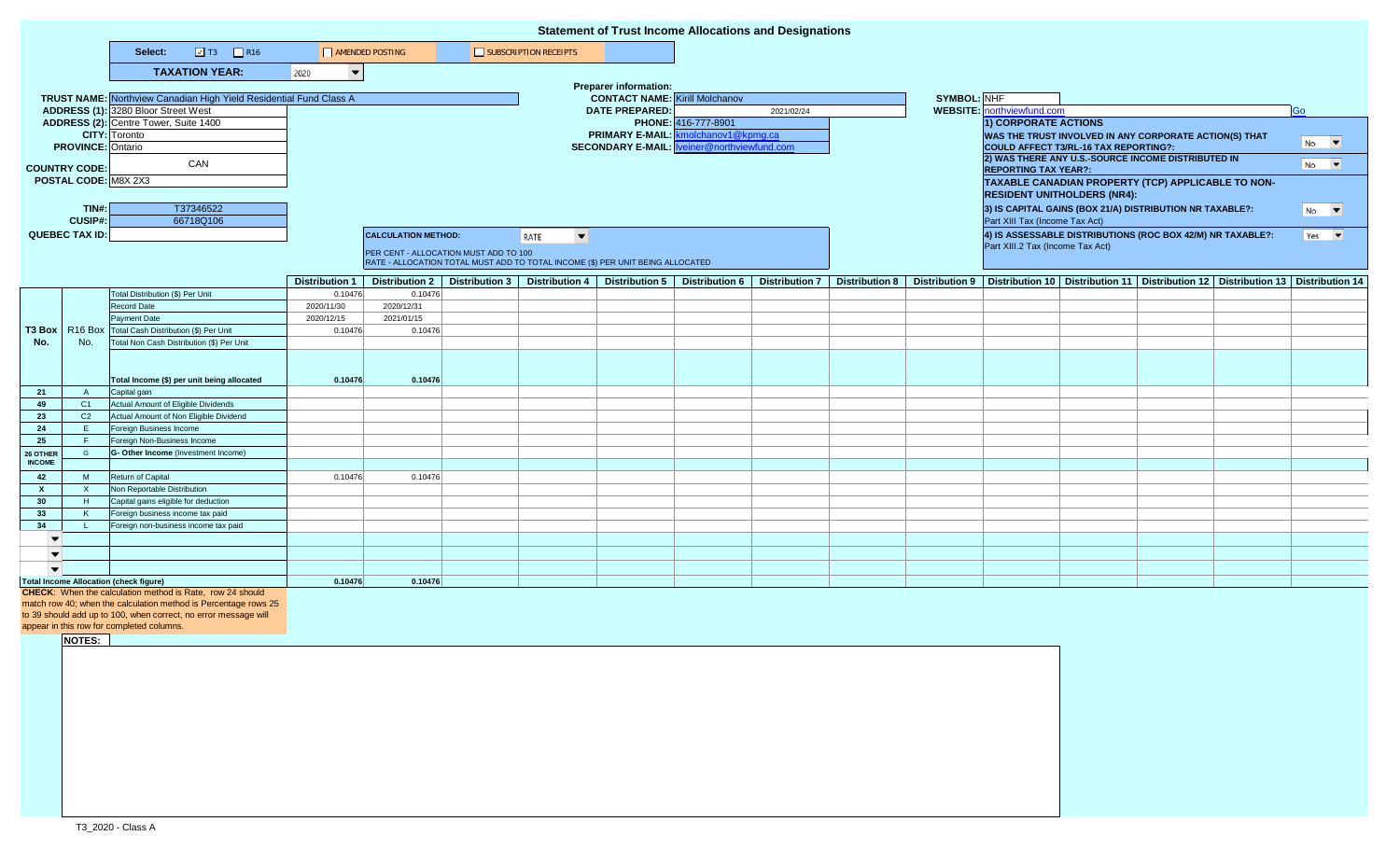# Statement of Trust Income Allocations and Designations

**Select:** ☑ T3 ☐ R16 ☐ AMENDED POSTING ☐ SUBSCRIPTION RECEIPTS

**TAXATION YEAR:** 2020

**TRUST NAME:** Northview Canadian High Yield Residential Fund Class A
**ADDRESS (1):** 3280 Bloor Street West
**ADDRESS (2):** Centre Tower, Suite 1400
**CITY:** Toronto
**PROVINCE:** Ontario
**COUNTRY CODE:** CAN
**POSTAL CODE:** M8X 2X3

**TIN#:** T37346522
**CUSIP#:** 66718Q106
**QUEBEC TAX ID:**

**Preparer information:**
**CONTACT NAME:** Kirill Molchanov
**DATE PREPARED:** 2021/02/24
**PHONE:** 416-777-8901
**PRIMARY E-MAIL:** kmolchanov1@kpmg.ca
**SECONDARY E-MAIL:** lveiner@northviewfund.com

**CALCULATION METHOD:** RATE
PER CENT - ALLOCATION MUST ADD TO 100
RATE - ALLOCATION TOTAL MUST ADD TO TOTAL INCOME ($) PER UNIT BEING ALLOCATED

**SYMBOL:** NHF
**WEBSITE:** northviewfund.com Go

**1) CORPORATE ACTIONS**
**WAS THE TRUST INVOLVED IN ANY CORPORATE ACTION(S) THAT COULD AFFECT T3/RL-16 TAX REPORTING?:** No
**2) WAS THERE ANY U.S.-SOURCE INCOME DISTRIBUTED IN REPORTING TAX YEAR?:** No
**TAXABLE CANADIAN PROPERTY (TCP) APPLICABLE TO NON-RESIDENT UNITHOLDERS (NR4):**
**3) IS CAPITAL GAINS (BOX 21/A) DISTRIBUTION NR TAXABLE?:** No
Part XIII Tax (Income Tax Act)
**4) IS ASSESSABLE DISTRIBUTIONS (ROC BOX 42/M) NR TAXABLE?:** Yes
Part XIII.2 Tax (Income Tax Act)

| T3 Box No. | R16 Box No. | | Distribution 1 | Distribution 2 | Distribution 3 | Distribution 4 | Distribution 5 | Distribution 6 | Distribution 7 | Distribution 8 | Distribution 9 | Distribution 10 | Distribution 11 | Distribution 12 | Distribution 13 | Distribution 14 |
|---|---|---|---|---|---|---|---|---|---|---|---|---|---|---|---|---|
| | | Total Distribution ($) Per Unit | 0.10476 | 0.10476 | | | | | | | | | | | | |
| | | Record Date | 2020/11/30 | 2020/12/31 | | | | | | | | | | | | |
| | | Payment Date | 2020/12/15 | 2021/01/15 | | | | | | | | | | | | |
| | | Total Cash Distribution ($) Per Unit | 0.10476 | 0.10476 | | | | | | | | | | | | |
| | | Total Non Cash Distribution ($) Per Unit | | | | | | | | | | | | | | |
| | | **Total Income ($) per unit being allocated** | **0.10476** | **0.10476** | | | | | | | | | | | | |
| 21 | A | Capital gain | | | | | | | | | | | | | | |
| 49 | C1 | Actual Amount of Eligible Dividends | | | | | | | | | | | | | | |
| 23 | C2 | Actual Amount of Non Eligible Dividend | | | | | | | | | | | | | | |
| 24 | E | Foreign Business Income | | | | | | | | | | | | | | |
| 25 | F | Foreign Non-Business Income | | | | | | | | | | | | | | |
| 26 OTHER INCOME | G | **G- Other Income** (Investment Income) | | | | | | | | | | | | | | |
| 42 | M | Return of Capital | 0.10476 | 0.10476 | | | | | | | | | | | | |
| X | X | Non Reportable Distribution | | | | | | | | | | | | | | |
| 30 | H | Capital gains eligible for deduction | | | | | | | | | | | | | | |
| 33 | K | Foreign business income tax paid | | | | | | | | | | | | | | |
| 34 | L | Foreign non-business income tax paid | | | | | | | | | | | | | | |
| **Total Income Allocation (check figure)** | | | **0.10476** | **0.10476** | | | | | | | | | | | | |

**CHECK**: When the calculation method is Rate, row 24 should match row 40; when the calculation method is Percentage rows 25 to 39 should add up to 100, when correct, no error message will appear in this row for completed columns.

**NOTES:**

T3_2020 - Class A